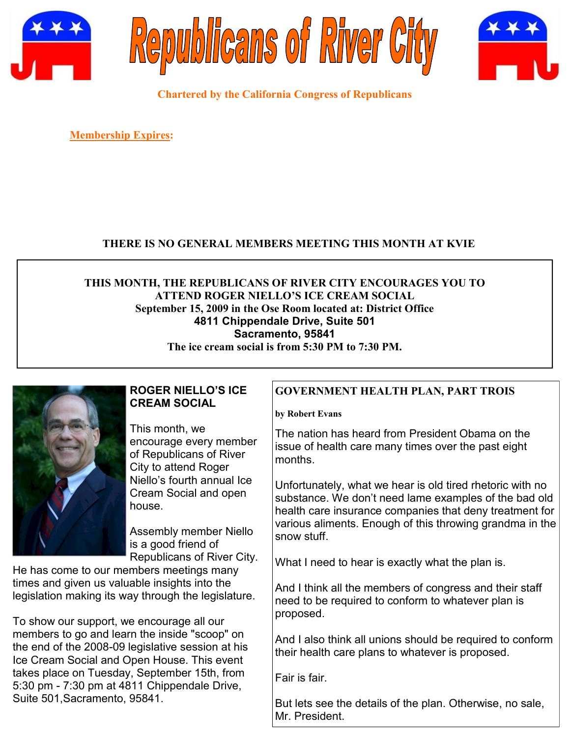# Republicans of River City

**Chartered by the California Congress of Republicans**

**Membership Expires:**

**THERE IS NO GENERAL MEMBERS MEETING THIS MONTH AT KVIE**

**THIS MONTH, THE REPUBLICANS OF RIVER CITY ENCOURAGES YOU TO ATTEND ROGER NIELLO'S ICE CREAM SOCIAL**
**September 15, 2009 in the Ose Room located at: District Office**
**4811 Chippendale Drive, Suite 501**
**Sacramento, 95841**
**The ice cream social is from 5:30 PM to 7:30 PM.**

## ROGER NIELLO'S ICE CREAM SOCIAL

This month, we encourage every member of Republicans of River City to attend Roger Niello's fourth annual Ice Cream Social and open house.

Assembly member Niello is a good friend of Republicans of River City. He has come to our members meetings many times and given us valuable insights into the legislation making its way through the legislature.

To show our support, we encourage all our members to go and learn the inside "scoop" on the end of the 2008-09 legislative session at his Ice Cream Social and Open House. This event takes place on Tuesday, September 15th, from 5:30 pm - 7:30 pm at 4811 Chippendale Drive, Suite 501,Sacramento, 95841.

## GOVERNMENT HEALTH PLAN, PART TROIS

**by Robert Evans**

The nation has heard from President Obama on the issue of health care many times over the past eight months.

Unfortunately, what we hear is old tired rhetoric with no substance. We don't need lame examples of the bad old health care insurance companies that deny treatment for various aliments. Enough of this throwing grandma in the snow stuff.

What I need to hear is exactly what the plan is.

And I think all the members of congress and their staff need to be required to conform to whatever plan is proposed.

And I also think all unions should be required to conform their health care plans to whatever is proposed.

Fair is fair.

But lets see the details of the plan. Otherwise, no sale, Mr. President.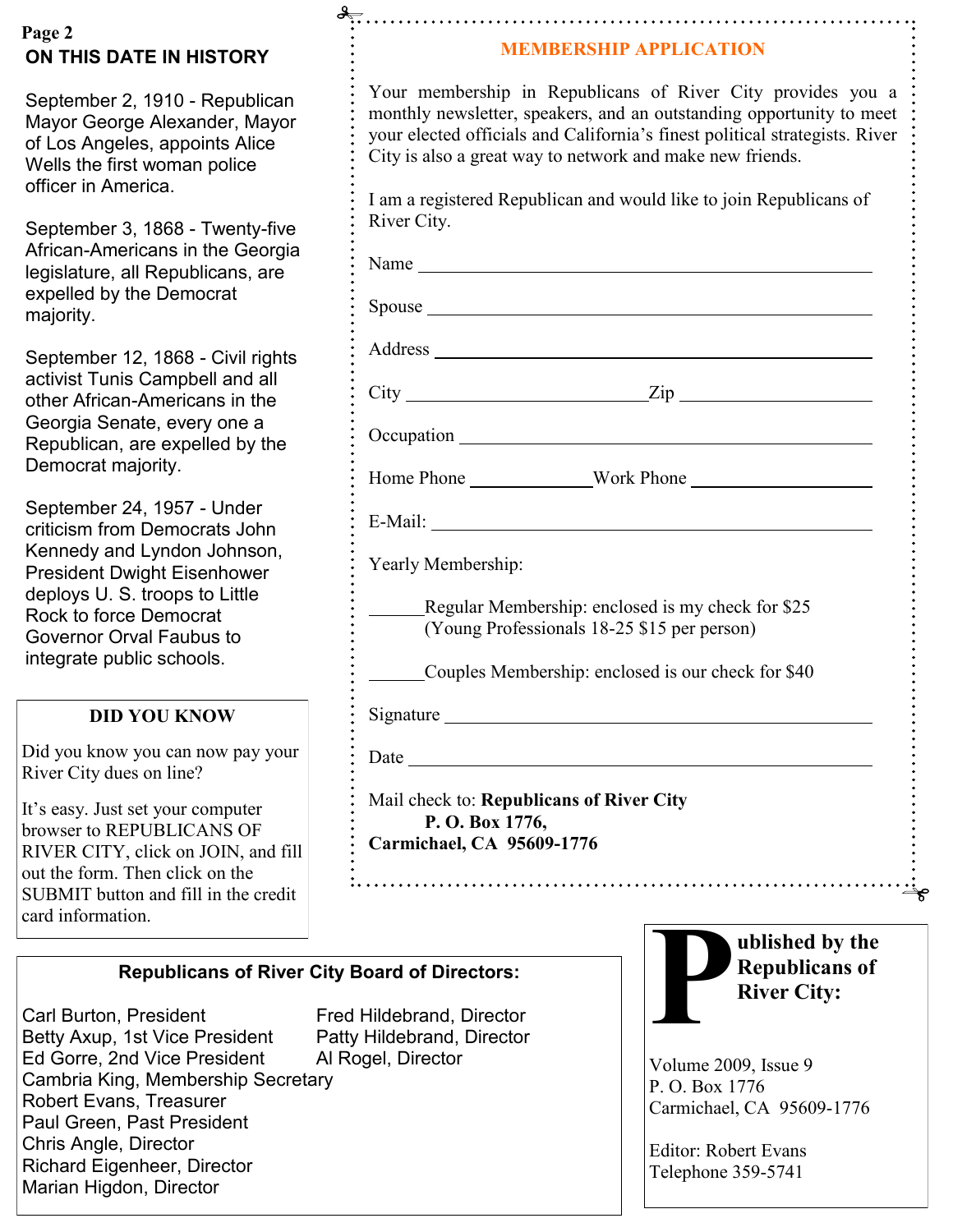## ON THIS DATE IN HISTORY

September 2, 1910 - Republican Mayor George Alexander, Mayor of Los Angeles, appoints Alice Wells the first woman police officer in America.

September 3, 1868 - Twenty-five African-Americans in the Georgia legislature, all Republicans, are expelled by the Democrat majority.

September 12, 1868 - Civil rights activist Tunis Campbell and all other African-Americans in the Georgia Senate, every one a Republican, are expelled by the Democrat majority.

September 24, 1957 - Under criticism from Democrats John Kennedy and Lyndon Johnson, President Dwight Eisenhower deploys U. S. troops to Little Rock to force Democrat Governor Orval Faubus to integrate public schools.

### DID YOU KNOW

Did you know you can now pay your River City dues on line?

It's easy. Just set your computer browser to REPUBLICANS OF RIVER CITY, click on JOIN, and fill out the form. Then click on the SUBMIT button and fill in the credit card information.

## MEMBERSHIP APPLICATION

Your membership in Republicans of River City provides you a monthly newsletter, speakers, and an outstanding opportunity to meet your elected officials and California's finest political strategists. River City is also a great way to network and make new friends.

I am a registered Republican and would like to join Republicans of River City.

Name ______________________________

Spouse ______________________________

Address ______________________________

City ______________ Zip ______________

Occupation ______________________________

Home Phone ____________ Work Phone ____________

E-Mail: ______________________________

Yearly Membership:

______Regular Membership: enclosed is my check for $25
(Young Professionals 18-25 $15 per person)

______Couples Membership: enclosed is our check for $40

Signature ______________________________

Date ______________________________

Mail check to: **Republicans of River City**
**P. O. Box 1776,**
**Carmichael, CA 95609-1776**

### Republicans of River City Board of Directors:

Carl Burton, President
Betty Axup, 1st Vice President
Ed Gorre, 2nd Vice President
Cambria King, Membership Secretary
Robert Evans, Treasurer
Paul Green, Past President
Chris Angle, Director
Richard Eigenheer, Director
Marian Higdon, Director
Fred Hildebrand, Director
Patty Hildebrand, Director
Al Rogel, Director

**Published by the Republicans of River City:**

Volume 2009, Issue 9
P. O. Box 1776
Carmichael, CA 95609-1776

Editor: Robert Evans
Telephone 359-5741